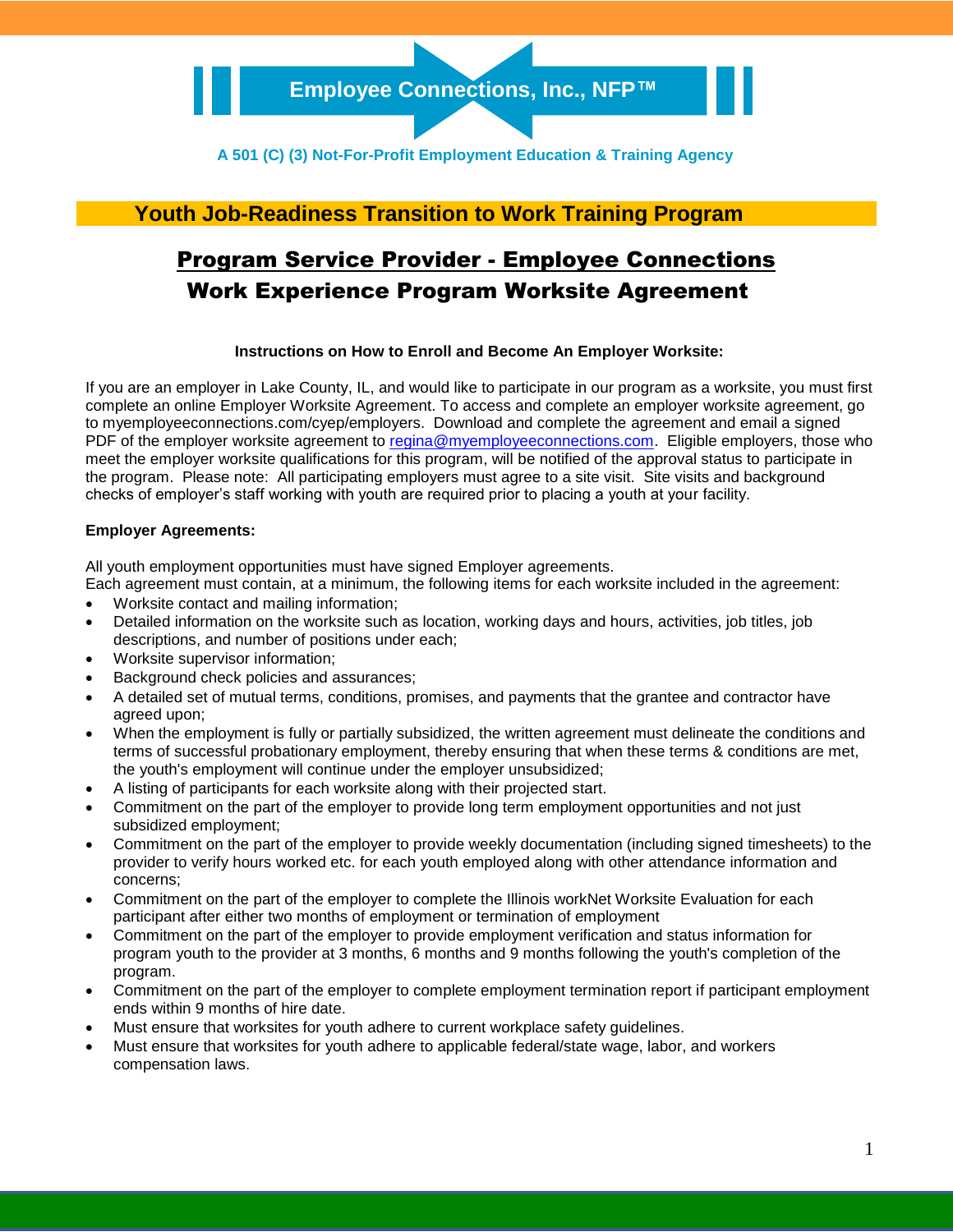# Employee Connections, Inc., NFP™

**A 501 (C) (3) Not-For-Profit Employment Education & Training Agency**

## Youth Job-Readiness Transition to Work Training Program

## Program Service Provider - Employee Connections

## Work Experience Program Worksite Agreement

**Instructions on How to Enroll and Become An Employer Worksite:**

If you are an employer in Lake County, IL, and would like to participate in our program as a worksite, you must first complete an online Employer Worksite Agreement. To access and complete an employer worksite agreement, go to myemployeeconnections.com/cyep/employers. Download and complete the agreement and email a signed PDF of the employer worksite agreement to regina@myemployeeconnections.com. Eligible employers, those who meet the employer worksite qualifications for this program, will be notified of the approval status to participate in the program. Please note: All participating employers must agree to a site visit. Site visits and background checks of employer's staff working with youth are required prior to placing a youth at your facility.

**Employer Agreements:**

All youth employment opportunities must have signed Employer agreements.
Each agreement must contain, at a minimum, the following items for each worksite included in the agreement:

- Worksite contact and mailing information;
- Detailed information on the worksite such as location, working days and hours, activities, job titles, job descriptions, and number of positions under each;
- Worksite supervisor information;
- Background check policies and assurances;
- A detailed set of mutual terms, conditions, promises, and payments that the grantee and contractor have agreed upon;
- When the employment is fully or partially subsidized, the written agreement must delineate the conditions and terms of successful probationary employment, thereby ensuring that when these terms & conditions are met, the youth's employment will continue under the employer unsubsidized;
- A listing of participants for each worksite along with their projected start.
- Commitment on the part of the employer to provide long term employment opportunities and not just subsidized employment;
- Commitment on the part of the employer to provide weekly documentation (including signed timesheets) to the provider to verify hours worked etc. for each youth employed along with other attendance information and concerns;
- Commitment on the part of the employer to complete the Illinois workNet Worksite Evaluation for each participant after either two months of employment or termination of employment
- Commitment on the part of the employer to provide employment verification and status information for program youth to the provider at 3 months, 6 months and 9 months following the youth's completion of the program.
- Commitment on the part of the employer to complete employment termination report if participant employment ends within 9 months of hire date.
- Must ensure that worksites for youth adhere to current workplace safety guidelines.
- Must ensure that worksites for youth adhere to applicable federal/state wage, labor, and workers compensation laws.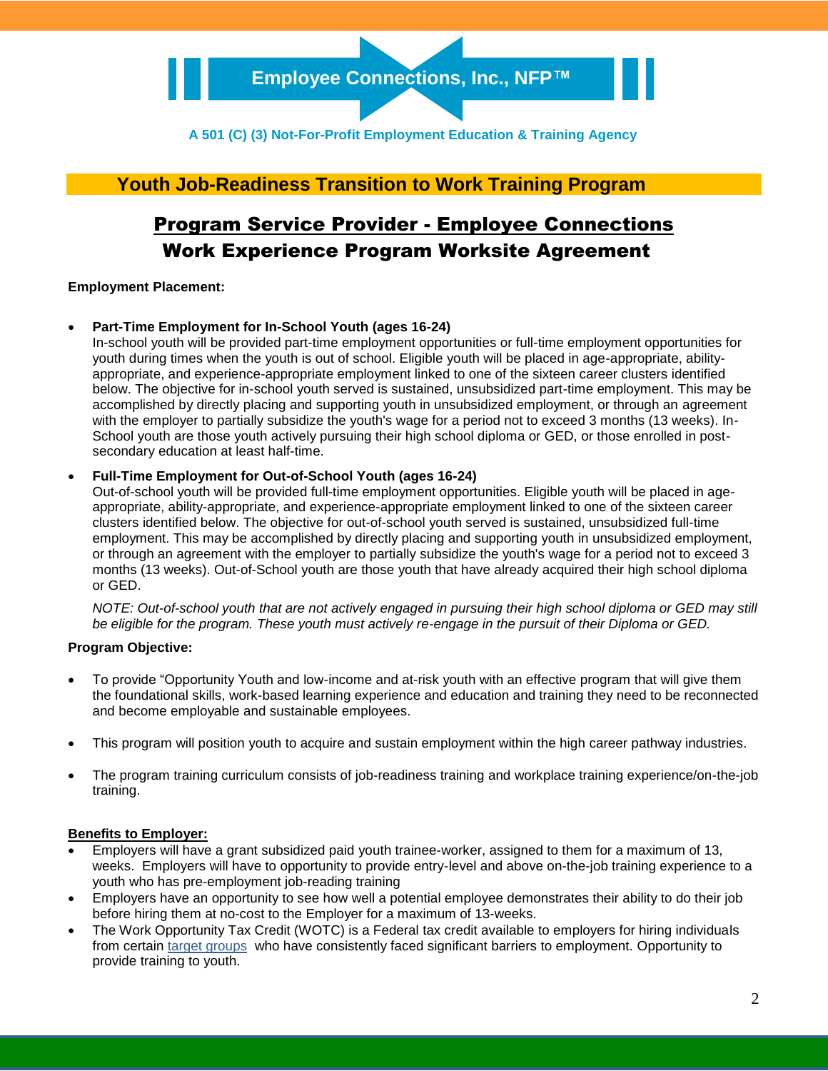# Employee Connections, Inc., NFP™

A 501 (C) (3) Not-For-Profit Employment Education & Training Agency

## Youth Job-Readiness Transition to Work Training Program

## Program Service Provider - Employee Connections Work Experience Program Worksite Agreement

**Employment Placement:**

- **Part-Time Employment for In-School Youth (ages 16-24)**
  In-school youth will be provided part-time employment opportunities or full-time employment opportunities for youth during times when the youth is out of school. Eligible youth will be placed in age-appropriate, ability-appropriate, and experience-appropriate employment linked to one of the sixteen career clusters identified below. The objective for in-school youth served is sustained, unsubsidized part-time employment. This may be accomplished by directly placing and supporting youth in unsubsidized employment, or through an agreement with the employer to partially subsidize the youth's wage for a period not to exceed 3 months (13 weeks). In-School youth are those youth actively pursuing their high school diploma or GED, or those enrolled in post-secondary education at least half-time.

- **Full-Time Employment for Out-of-School Youth (ages 16-24)**
  Out-of-school youth will be provided full-time employment opportunities. Eligible youth will be placed in age-appropriate, ability-appropriate, and experience-appropriate employment linked to one of the sixteen career clusters identified below. The objective for out-of-school youth served is sustained, unsubsidized full-time employment. This may be accomplished by directly placing and supporting youth in unsubsidized employment, or through an agreement with the employer to partially subsidize the youth's wage for a period not to exceed 3 months (13 weeks). Out-of-School youth are those youth that have already acquired their high school diploma or GED.

  *NOTE: Out-of-school youth that are not actively engaged in pursuing their high school diploma or GED may still be eligible for the program. These youth must actively re-engage in the pursuit of their Diploma or GED.*

**Program Objective:**

- To provide "Opportunity Youth and low-income and at-risk youth with an effective program that will give them the foundational skills, work-based learning experience and education and training they need to be reconnected and become employable and sustainable employees.

- This program will position youth to acquire and sustain employment within the high career pathway industries.

- The program training curriculum consists of job-readiness training and workplace training experience/on-the-job training.

**Benefits to Employer:**

- Employers will have a grant subsidized paid youth trainee-worker, assigned to them for a maximum of 13, weeks. Employers will have to opportunity to provide entry-level and above on-the-job training experience to a youth who has pre-employment job-reading training
- Employers have an opportunity to see how well a potential employee demonstrates their ability to do their job before hiring them at no-cost to the Employer for a maximum of 13-weeks.
- The Work Opportunity Tax Credit (WOTC) is a Federal tax credit available to employers for hiring individuals from certain target groups who have consistently faced significant barriers to employment. Opportunity to provide training to youth.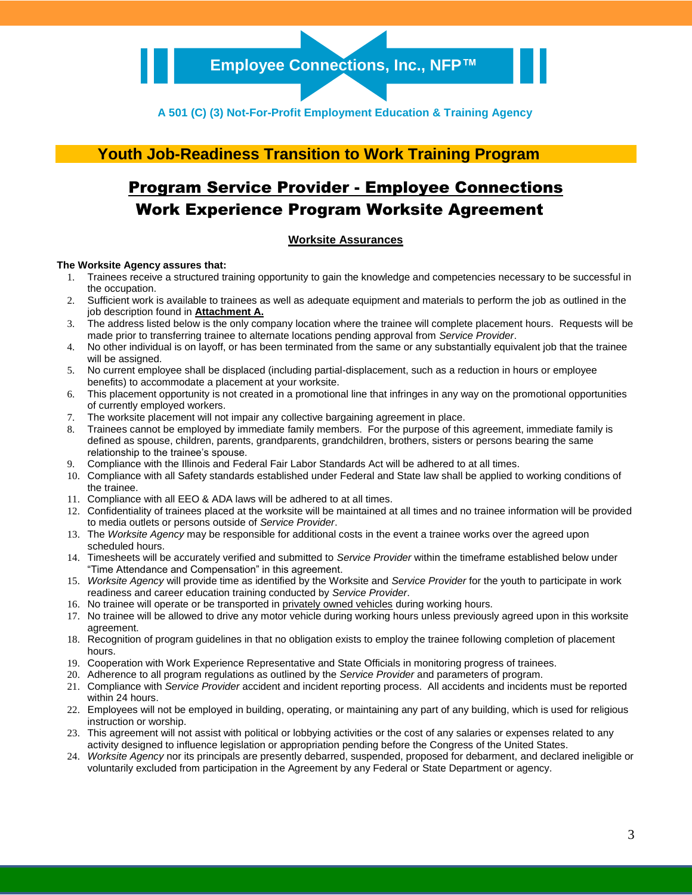# Employee Connections, Inc., NFP™

A 501 (C) (3) Not-For-Profit Employment Education & Training Agency

## Youth Job-Readiness Transition to Work Training Program

## Program Service Provider - Employee Connections

## Work Experience Program Worksite Agreement

### Worksite Assurances

**The Worksite Agency assures that:**

1. Trainees receive a structured training opportunity to gain the knowledge and competencies necessary to be successful in the occupation.
2. Sufficient work is available to trainees as well as adequate equipment and materials to perform the job as outlined in the job description found in **Attachment A.**
3. The address listed below is the only company location where the trainee will complete placement hours. Requests will be made prior to transferring trainee to alternate locations pending approval from *Service Provider*.
4. No other individual is on layoff, or has been terminated from the same or any substantially equivalent job that the trainee will be assigned.
5. No current employee shall be displaced (including partial-displacement, such as a reduction in hours or employee benefits) to accommodate a placement at your worksite.
6. This placement opportunity is not created in a promotional line that infringes in any way on the promotional opportunities of currently employed workers.
7. The worksite placement will not impair any collective bargaining agreement in place.
8. Trainees cannot be employed by immediate family members. For the purpose of this agreement, immediate family is defined as spouse, children, parents, grandparents, grandchildren, brothers, sisters or persons bearing the same relationship to the trainee's spouse.
9. Compliance with the Illinois and Federal Fair Labor Standards Act will be adhered to at all times.
10. Compliance with all Safety standards established under Federal and State law shall be applied to working conditions of the trainee.
11. Compliance with all EEO & ADA laws will be adhered to at all times.
12. Confidentiality of trainees placed at the worksite will be maintained at all times and no trainee information will be provided to media outlets or persons outside of *Service Provider*.
13. The *Worksite Agency* may be responsible for additional costs in the event a trainee works over the agreed upon scheduled hours.
14. Timesheets will be accurately verified and submitted to *Service Provider* within the timeframe established below under "Time Attendance and Compensation" in this agreement.
15. *Worksite Agency* will provide time as identified by the Worksite and *Service Provider* for the youth to participate in work readiness and career education training conducted by *Service Provider*.
16. No trainee will operate or be transported in privately owned vehicles during working hours.
17. No trainee will be allowed to drive any motor vehicle during working hours unless previously agreed upon in this worksite agreement.
18. Recognition of program guidelines in that no obligation exists to employ the trainee following completion of placement hours.
19. Cooperation with Work Experience Representative and State Officials in monitoring progress of trainees.
20. Adherence to all program regulations as outlined by the *Service Provider* and parameters of program.
21. Compliance with *Service Provider* accident and incident reporting process. All accidents and incidents must be reported within 24 hours.
22. Employees will not be employed in building, operating, or maintaining any part of any building, which is used for religious instruction or worship.
23. This agreement will not assist with political or lobbying activities or the cost of any salaries or expenses related to any activity designed to influence legislation or appropriation pending before the Congress of the United States.
24. *Worksite Agency* nor its principals are presently debarred, suspended, proposed for debarment, and declared ineligible or voluntarily excluded from participation in the Agreement by any Federal or State Department or agency.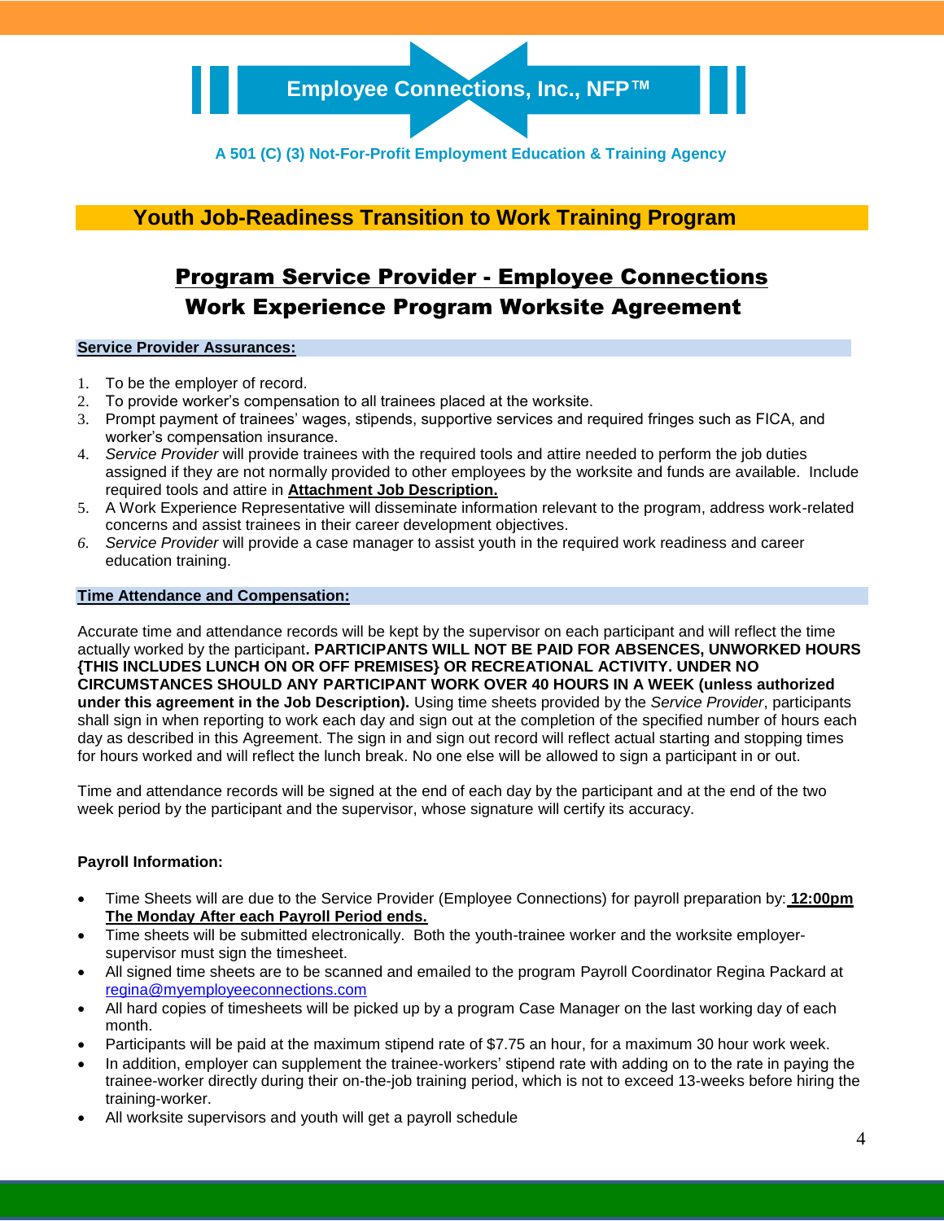**Employee Connections, Inc., NFP™**

A 501 (C) (3) Not-For-Profit Employment Education & Training Agency

## Youth Job-Readiness Transition to Work Training Program

## Program Service Provider - Employee Connections
## Work Experience Program Worksite Agreement

**Service Provider Assurances:**

1. To be the employer of record.
2. To provide worker's compensation to all trainees placed at the worksite.
3. Prompt payment of trainees' wages, stipends, supportive services and required fringes such as FICA, and worker's compensation insurance.
4. *Service Provider* will provide trainees with the required tools and attire needed to perform the job duties assigned if they are not normally provided to other employees by the worksite and funds are available. Include required tools and attire in **Attachment Job Description.**
5. A Work Experience Representative will disseminate information relevant to the program, address work-related concerns and assist trainees in their career development objectives.
6. *Service Provider* will provide a case manager to assist youth in the required work readiness and career education training.

**Time Attendance and Compensation:**

Accurate time and attendance records will be kept by the supervisor on each participant and will reflect the time actually worked by the participant**. PARTICIPANTS WILL NOT BE PAID FOR ABSENCES, UNWORKED HOURS {THIS INCLUDES LUNCH ON OR OFF PREMISES} OR RECREATIONAL ACTIVITY. UNDER NO CIRCUMSTANCES SHOULD ANY PARTICIPANT WORK OVER 40 HOURS IN A WEEK (unless authorized under this agreement in the Job Description).** Using time sheets provided by the *Service Provider*, participants shall sign in when reporting to work each day and sign out at the completion of the specified number of hours each day as described in this Agreement. The sign in and sign out record will reflect actual starting and stopping times for hours worked and will reflect the lunch break. No one else will be allowed to sign a participant in or out.

Time and attendance records will be signed at the end of each day by the participant and at the end of the two week period by the participant and the supervisor, whose signature will certify its accuracy.

**Payroll Information:**

- Time Sheets will are due to the Service Provider (Employee Connections) for payroll preparation by: **12:00pm The Monday After each Payroll Period ends.**
- Time sheets will be submitted electronically. Both the youth-trainee worker and the worksite employer-supervisor must sign the timesheet.
- All signed time sheets are to be scanned and emailed to the program Payroll Coordinator Regina Packard at regina@myemployeeconnections.com
- All hard copies of timesheets will be picked up by a program Case Manager on the last working day of each month.
- Participants will be paid at the maximum stipend rate of $7.75 an hour, for a maximum 30 hour work week.
- In addition, employer can supplement the trainee-workers' stipend rate with adding on to the rate in paying the trainee-worker directly during their on-the-job training period, which is not to exceed 13-weeks before hiring the training-worker.
- All worksite supervisors and youth will get a payroll schedule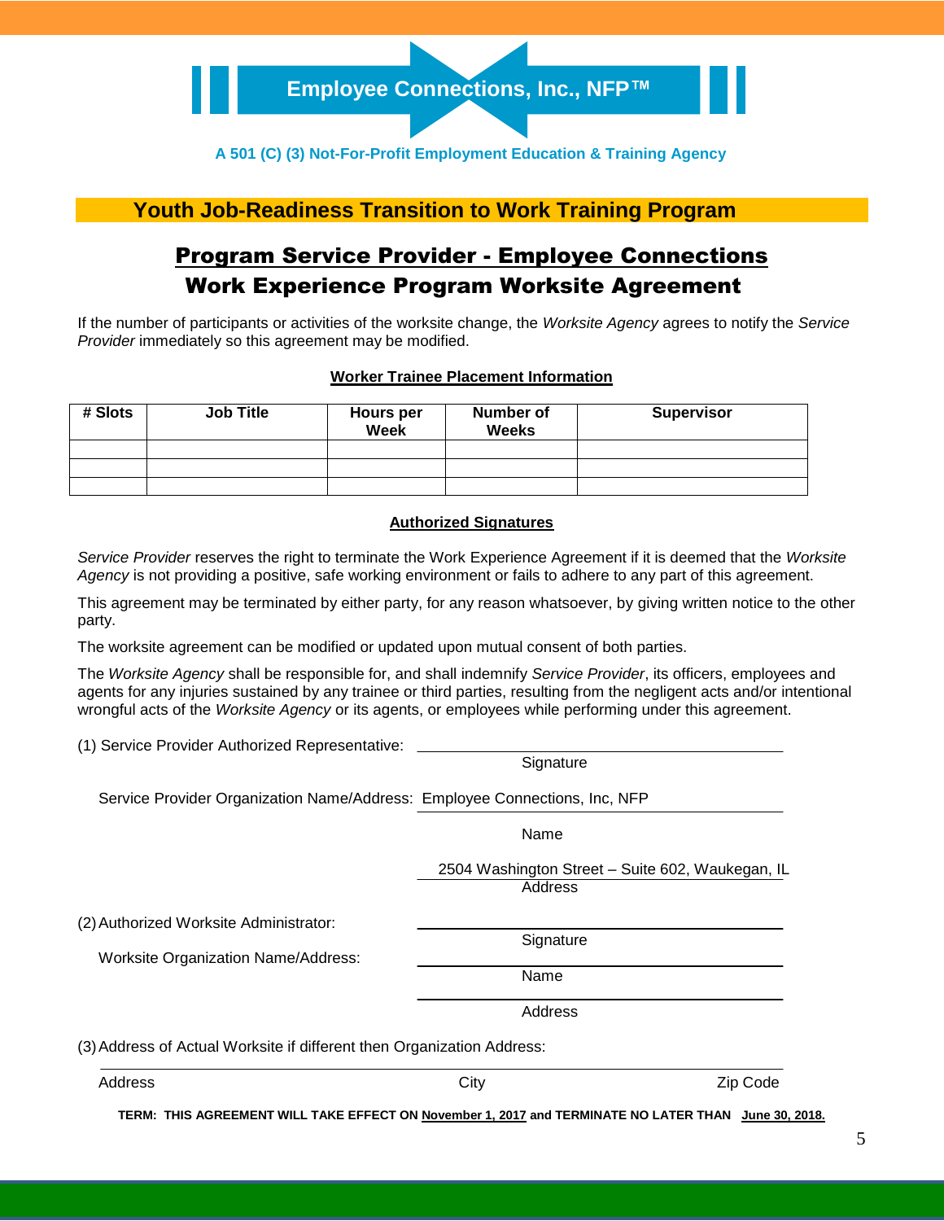**Employee Connections, Inc., NFP™**

**A 501 (C) (3) Not-For-Profit Employment Education & Training Agency**

## Youth Job-Readiness Transition to Work Training Program

# Program Service Provider - Employee Connections

## Work Experience Program Worksite Agreement

If the number of participants or activities of the worksite change, the *Worksite Agency* agrees to notify the *Service Provider* immediately so this agreement may be modified.

**Worker Trainee Placement Information**

| # Slots | Job Title | Hours per Week | Number of Weeks | Supervisor |
|---|---|---|---|---|
| | | | | |
| | | | | |
| | | | | |

**Authorized Signatures**

*Service Provider* reserves the right to terminate the Work Experience Agreement if it is deemed that the *Worksite Agency* is not providing a positive, safe working environment or fails to adhere to any part of this agreement.

This agreement may be terminated by either party, for any reason whatsoever, by giving written notice to the other party.

The worksite agreement can be modified or updated upon mutual consent of both parties.

The *Worksite Agency* shall be responsible for, and shall indemnify *Service Provider*, its officers, employees and agents for any injuries sustained by any trainee or third parties, resulting from the negligent acts and/or intentional wrongful acts of the *Worksite Agency* or its agents, or employees while performing under this agreement.

(1) Service Provider Authorized Representative: ______________________________
Signature

Service Provider Organization Name/Address: Employee Connections, Inc, NFP
Name

2504 Washington Street – Suite 602, Waukegan, IL
Address

(2) Authorized Worksite Administrator: ______________________________
Signature

Worksite Organization Name/Address: ______________________________
Name

______________________________
Address

(3) Address of Actual Worksite if different then Organization Address:

______________________________
Address　　　　City　　　　Zip Code

**TERM: THIS AGREEMENT WILL TAKE EFFECT ON November 1, 2017 and TERMINATE NO LATER THAN June 30, 2018.**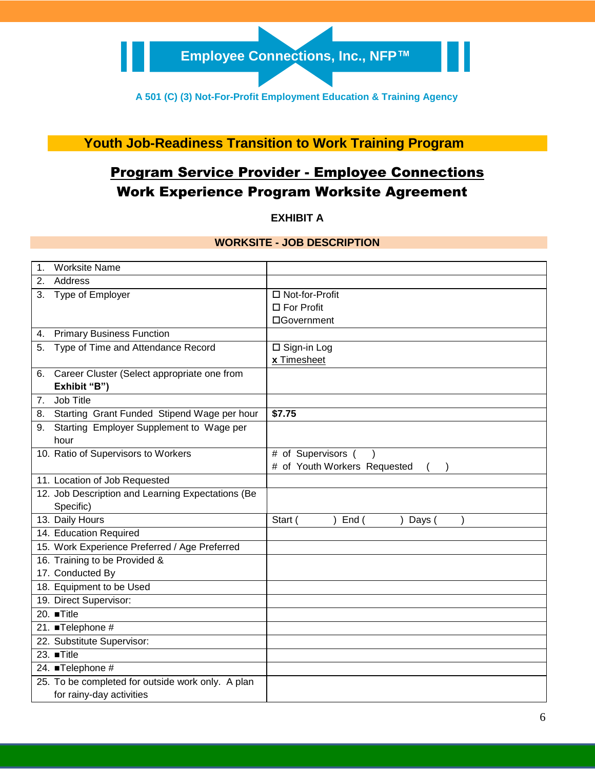**Employee Connections, Inc., NFP™**

**A 501 (C) (3) Not-For-Profit Employment Education & Training Agency**

## Youth Job-Readiness Transition to Work Training Program

## <u>Program Service Provider - Employee Connections</u>

## Work Experience Program Worksite Agreement

**EXHIBIT A**

**WORKSITE - JOB DESCRIPTION**

| | |
|---|---|
| 1. Worksite Name | |
| 2. Address | |
| 3. Type of Employer | ☐ Not-for-Profit<br>☐ For Profit<br>☐Government |
| 4. Primary Business Function | |
| 5. Type of Time and Attendance Record | ☐ Sign-in Log<br><u>**x** Timesheet</u> |
| 6. Career Cluster (Select appropriate one from **Exhibit "B")** | |
| 7. Job Title | |
| 8. Starting Grant Funded Stipend Wage per hour | **$7.75** |
| 9. Starting Employer Supplement to Wage per hour | |
| 10. Ratio of Supervisors to Workers | # of Supervisors ( )<br># of Youth Workers Requested ( ) |
| 11. Location of Job Requested | |
| 12. Job Description and Learning Expectations (Be Specific) | |
| 13. Daily Hours | Start ( ) End ( ) Days ( ) |
| 14. Education Required | |
| 15. Work Experience Preferred / Age Preferred | |
| 16. Training to be Provided &<br>17. Conducted By | |
| 18. Equipment to be Used | |
| 19. Direct Supervisor: | |
| 20. ■Title | |
| 21. ■Telephone # | |
| 22. Substitute Supervisor: | |
| 23. ■Title | |
| 24. ■Telephone # | |
| 25. To be completed for outside work only. A plan for rainy-day activities | |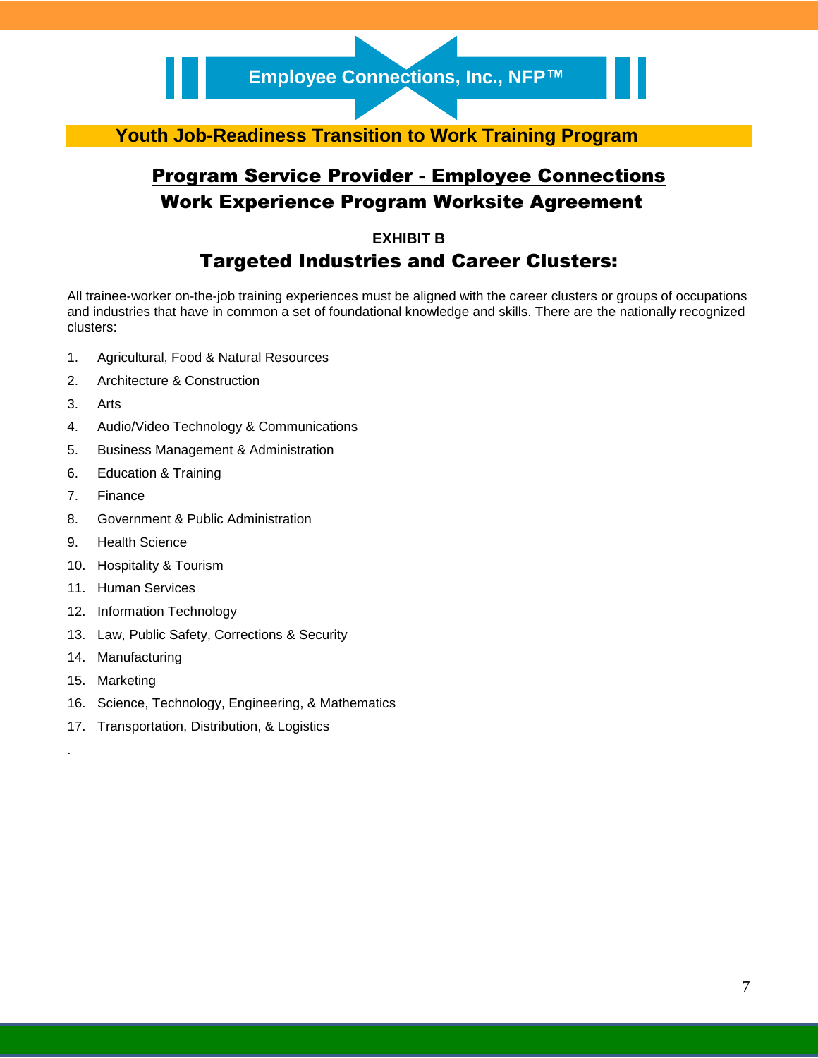**Employee Connections, Inc., NFP™**

**Youth Job-Readiness Transition to Work Training Program**

## Program Service Provider - Employee Connections

## Work Experience Program Worksite Agreement

**EXHIBIT B**

## Targeted Industries and Career Clusters:

All trainee-worker on-the-job training experiences must be aligned with the career clusters or groups of occupations and industries that have in common a set of foundational knowledge and skills. There are the nationally recognized clusters:

1. Agricultural, Food & Natural Resources
2. Architecture & Construction
3. Arts
4. Audio/Video Technology & Communications
5. Business Management & Administration
6. Education & Training
7. Finance
8. Government & Public Administration
9. Health Science
10. Hospitality & Tourism
11. Human Services
12. Information Technology
13. Law, Public Safety, Corrections & Security
14. Manufacturing
15. Marketing
16. Science, Technology, Engineering, & Mathematics
17. Transportation, Distribution, & Logistics

.